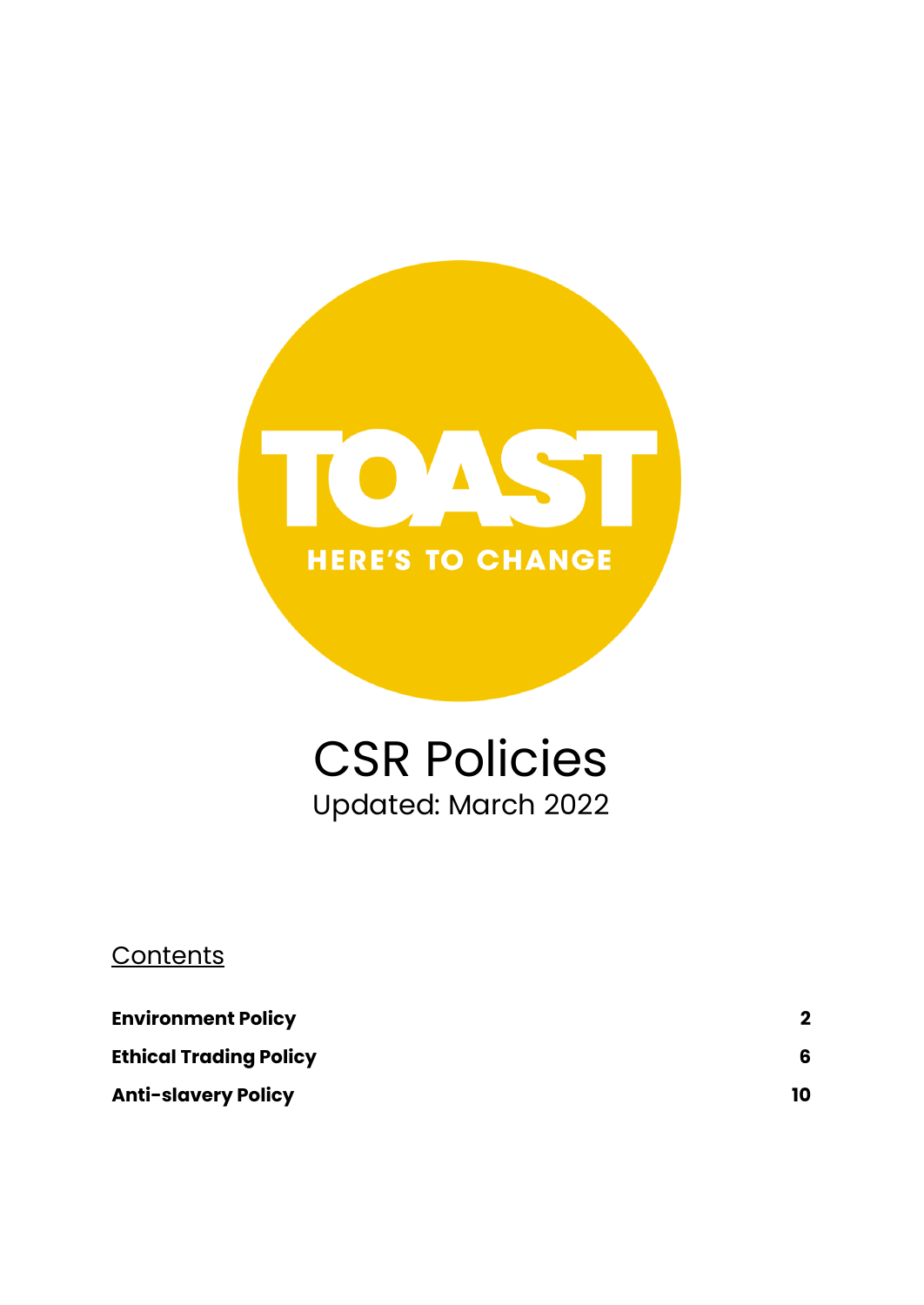TOAST

HERE'S TO CHANGE

# CSR Policies

Updated: March 2022

## Contents

| | |
|---|---|
| **Environment Policy** | **2** |
| **Ethical Trading Policy** | **6** |
| **Anti-slavery Policy** | **10** |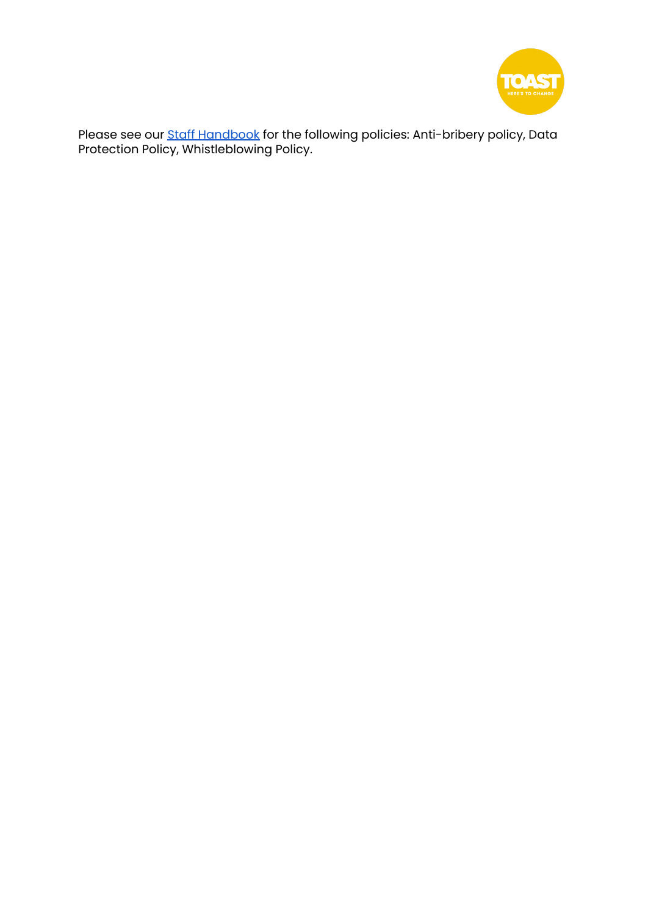Please see our [Staff Handbook] for the following policies: Anti-bribery policy, Data Protection Policy, Whistleblowing Policy.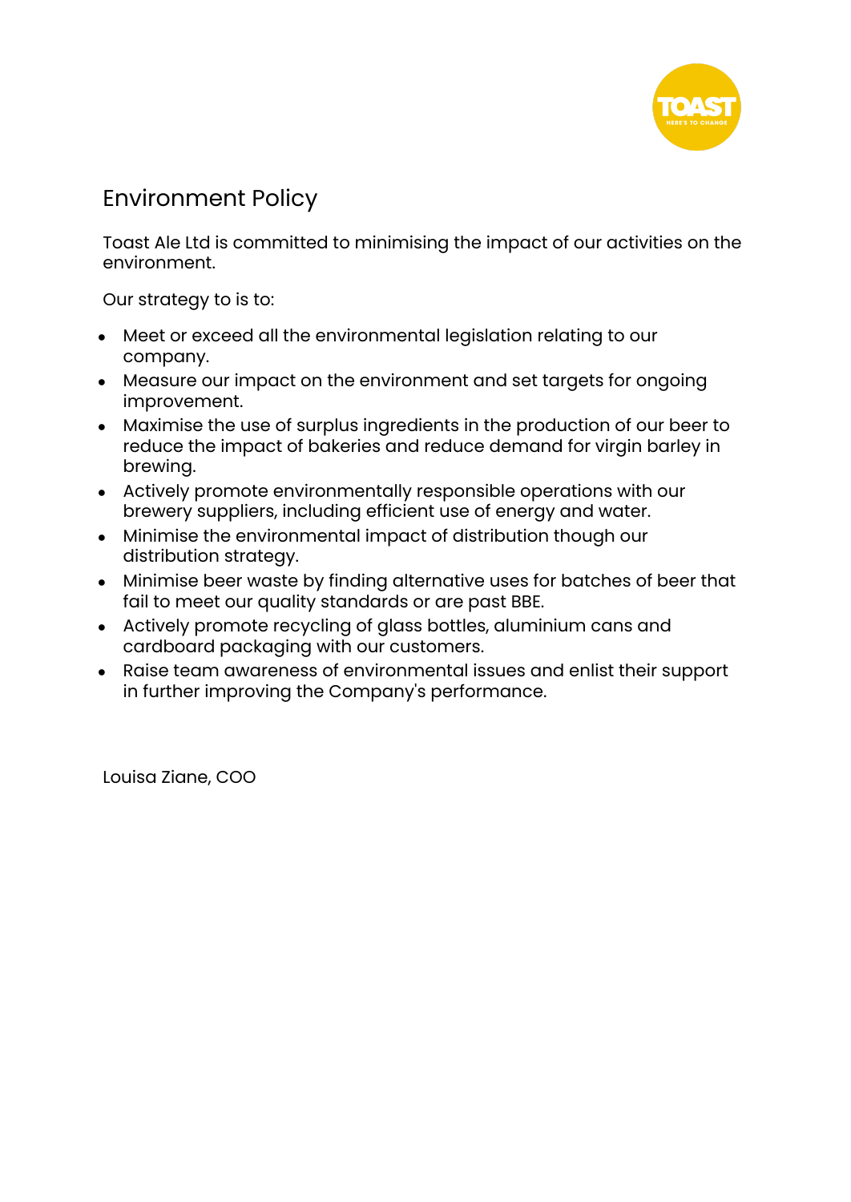# Environment Policy

Toast Ale Ltd is committed to minimising the impact of our activities on the environment.

Our strategy to is to:

- Meet or exceed all the environmental legislation relating to our company.
- Measure our impact on the environment and set targets for ongoing improvement.
- Maximise the use of surplus ingredients in the production of our beer to reduce the impact of bakeries and reduce demand for virgin barley in brewing.
- Actively promote environmentally responsible operations with our brewery suppliers, including efficient use of energy and water.
- Minimise the environmental impact of distribution though our distribution strategy.
- Minimise beer waste by finding alternative uses for batches of beer that fail to meet our quality standards or are past BBE.
- Actively promote recycling of glass bottles, aluminium cans and cardboard packaging with our customers.
- Raise team awareness of environmental issues and enlist their support in further improving the Company's performance.

Louisa Ziane, COO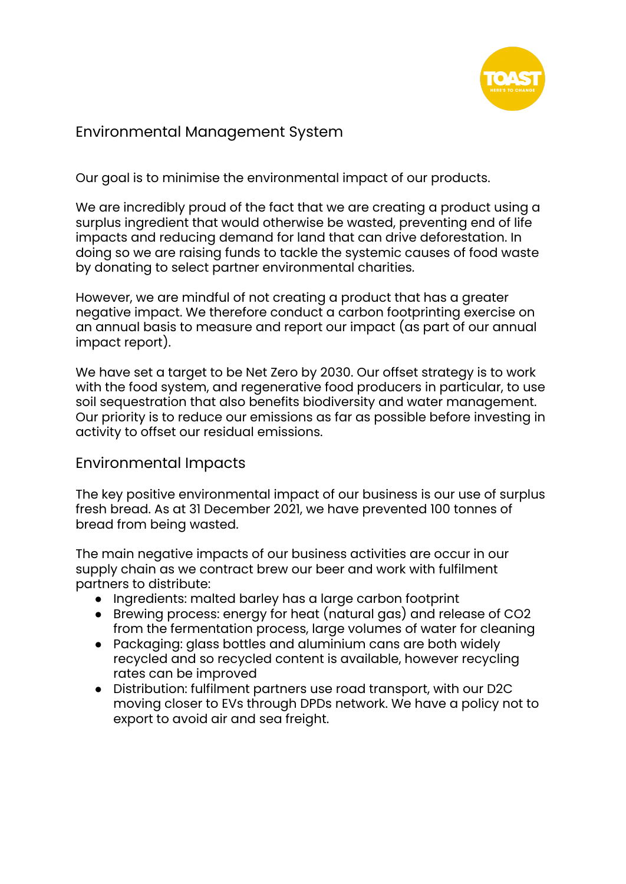## Environmental Management System

Our goal is to minimise the environmental impact of our products.

We are incredibly proud of the fact that we are creating a product using a surplus ingredient that would otherwise be wasted, preventing end of life impacts and reducing demand for land that can drive deforestation. In doing so we are raising funds to tackle the systemic causes of food waste by donating to select partner environmental charities.

However, we are mindful of not creating a product that has a greater negative impact. We therefore conduct a carbon footprinting exercise on an annual basis to measure and report our impact (as part of our annual impact report).

We have set a target to be Net Zero by 2030. Our offset strategy is to work with the food system, and regenerative food producers in particular, to use soil sequestration that also benefits biodiversity and water management. Our priority is to reduce our emissions as far as possible before investing in activity to offset our residual emissions.

## Environmental Impacts

The key positive environmental impact of our business is our use of surplus fresh bread. As at 31 December 2021, we have prevented 100 tonnes of bread from being wasted.

The main negative impacts of our business activities are occur in our supply chain as we contract brew our beer and work with fulfilment partners to distribute:

- Ingredients: malted barley has a large carbon footprint
- Brewing process: energy for heat (natural gas) and release of $CO_2$ from the fermentation process, large volumes of water for cleaning
- Packaging: glass bottles and aluminium cans are both widely recycled and so recycled content is available, however recycling rates can be improved
- Distribution: fulfilment partners use road transport, with our D2C moving closer to EVs through DPDs network. We have a policy not to export to avoid air and sea freight.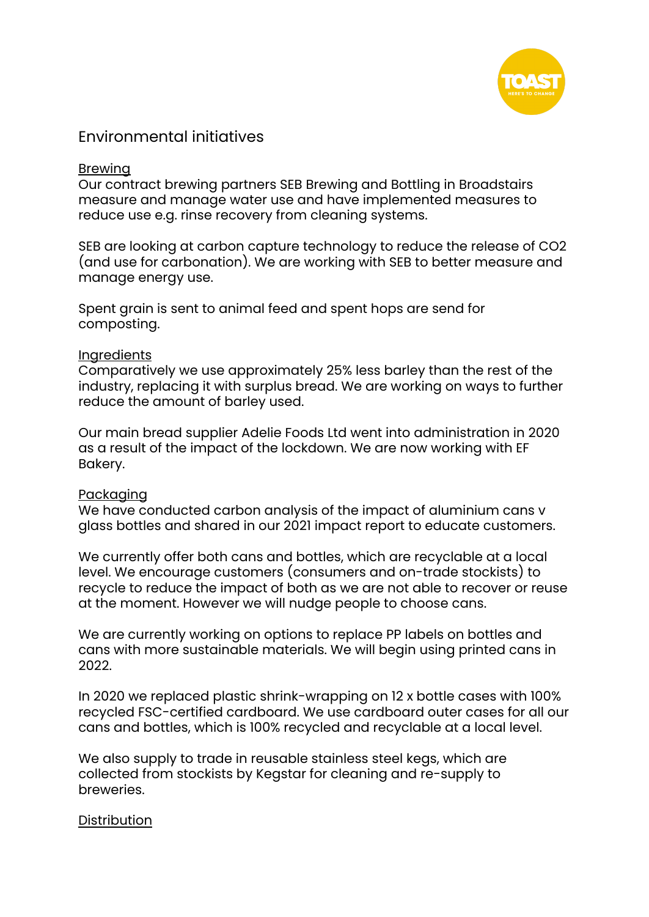## Environmental initiatives

### Brewing

Our contract brewing partners SEB Brewing and Bottling in Broadstairs measure and manage water use and have implemented measures to reduce use e.g. rinse recovery from cleaning systems.

SEB are looking at carbon capture technology to reduce the release of $CO_2$ (and use for carbonation). We are working with SEB to better measure and manage energy use.

Spent grain is sent to animal feed and spent hops are send for composting.

### Ingredients

Comparatively we use approximately 25% less barley than the rest of the industry, replacing it with surplus bread. We are working on ways to further reduce the amount of barley used.

Our main bread supplier Adelie Foods Ltd went into administration in 2020 as a result of the impact of the lockdown. We are now working with EF Bakery.

### Packaging

We have conducted carbon analysis of the impact of aluminium cans v glass bottles and shared in our 2021 impact report to educate customers.

We currently offer both cans and bottles, which are recyclable at a local level. We encourage customers (consumers and on-trade stockists) to recycle to reduce the impact of both as we are not able to recover or reuse at the moment. However we will nudge people to choose cans.

We are currently working on options to replace PP labels on bottles and cans with more sustainable materials. We will begin using printed cans in 2022.

In 2020 we replaced plastic shrink-wrapping on 12 x bottle cases with 100% recycled FSC-certified cardboard. We use cardboard outer cases for all our cans and bottles, which is 100% recycled and recyclable at a local level.

We also supply to trade in reusable stainless steel kegs, which are collected from stockists by Kegstar for cleaning and re-supply to breweries.

### Distribution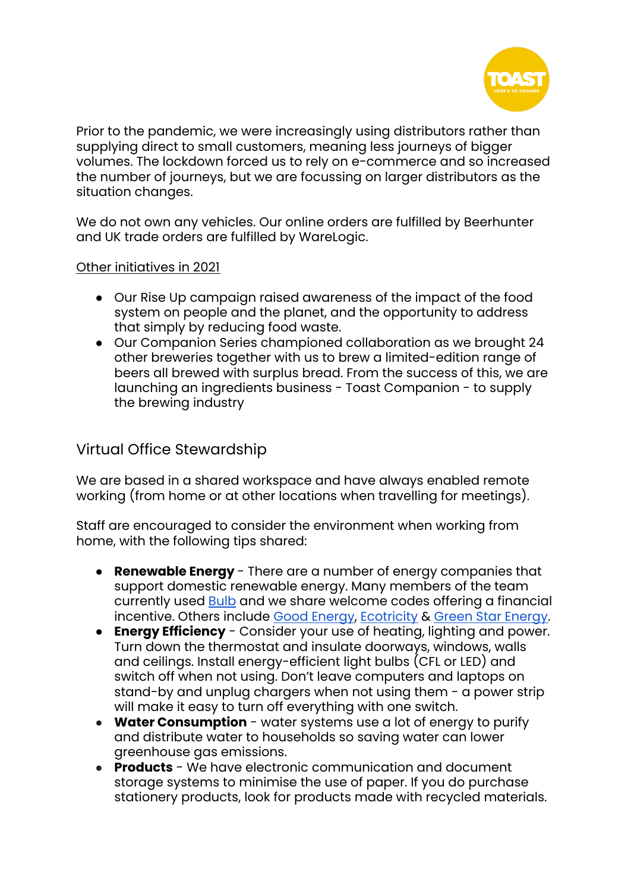Prior to the pandemic, we were increasingly using distributors rather than supplying direct to small customers, meaning less journeys of bigger volumes. The lockdown forced us to rely on e-commerce and so increased the number of journeys, but we are focussing on larger distributors as the situation changes.

We do not own any vehicles. Our online orders are fulfilled by Beerhunter and UK trade orders are fulfilled by WareLogic.

Other initiatives in 2021

- Our Rise Up campaign raised awareness of the impact of the food system on people and the planet, and the opportunity to address that simply by reducing food waste.
- Our Companion Series championed collaboration as we brought 24 other breweries together with us to brew a limited-edition range of beers all brewed with surplus bread. From the success of this, we are launching an ingredients business - Toast Companion - to supply the brewing industry

## Virtual Office Stewardship

We are based in a shared workspace and have always enabled remote working (from home or at other locations when travelling for meetings).

Staff are encouraged to consider the environment when working from home, with the following tips shared:

- **Renewable Energy** - There are a number of energy companies that support domestic renewable energy. Many members of the team currently used Bulb and we share welcome codes offering a financial incentive. Others include Good Energy, Ecotricity & Green Star Energy.
- **Energy Efficiency** - Consider your use of heating, lighting and power. Turn down the thermostat and insulate doorways, windows, walls and ceilings. Install energy-efficient light bulbs (CFL or LED) and switch off when not using. Don't leave computers and laptops on stand-by and unplug chargers when not using them - a power strip will make it easy to turn off everything with one switch.
- **Water Consumption** - water systems use a lot of energy to purify and distribute water to households so saving water can lower greenhouse gas emissions.
- **Products** - We have electronic communication and document storage systems to minimise the use of paper. If you do purchase stationery products, look for products made with recycled materials.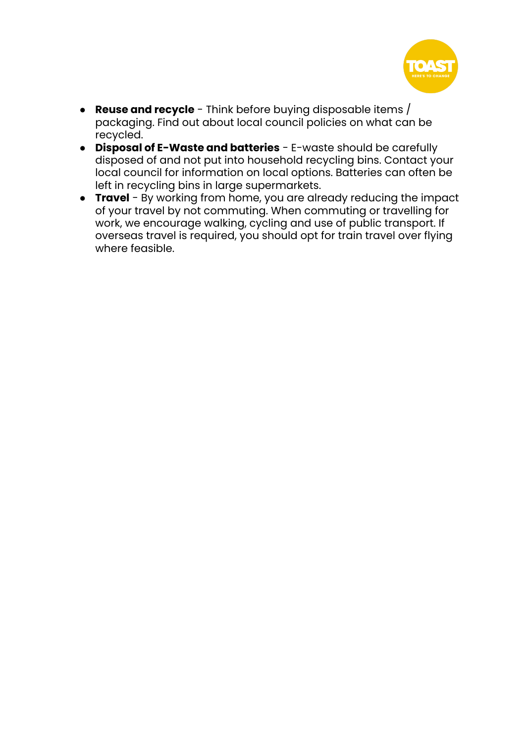- **Reuse and recycle** - Think before buying disposable items / packaging. Find out about local council policies on what can be recycled.
- **Disposal of E-Waste and batteries** - E-waste should be carefully disposed of and not put into household recycling bins. Contact your local council for information on local options. Batteries can often be left in recycling bins in large supermarkets.
- **Travel** - By working from home, you are already reducing the impact of your travel by not commuting. When commuting or travelling for work, we encourage walking, cycling and use of public transport. If overseas travel is required, you should opt for train travel over flying where feasible.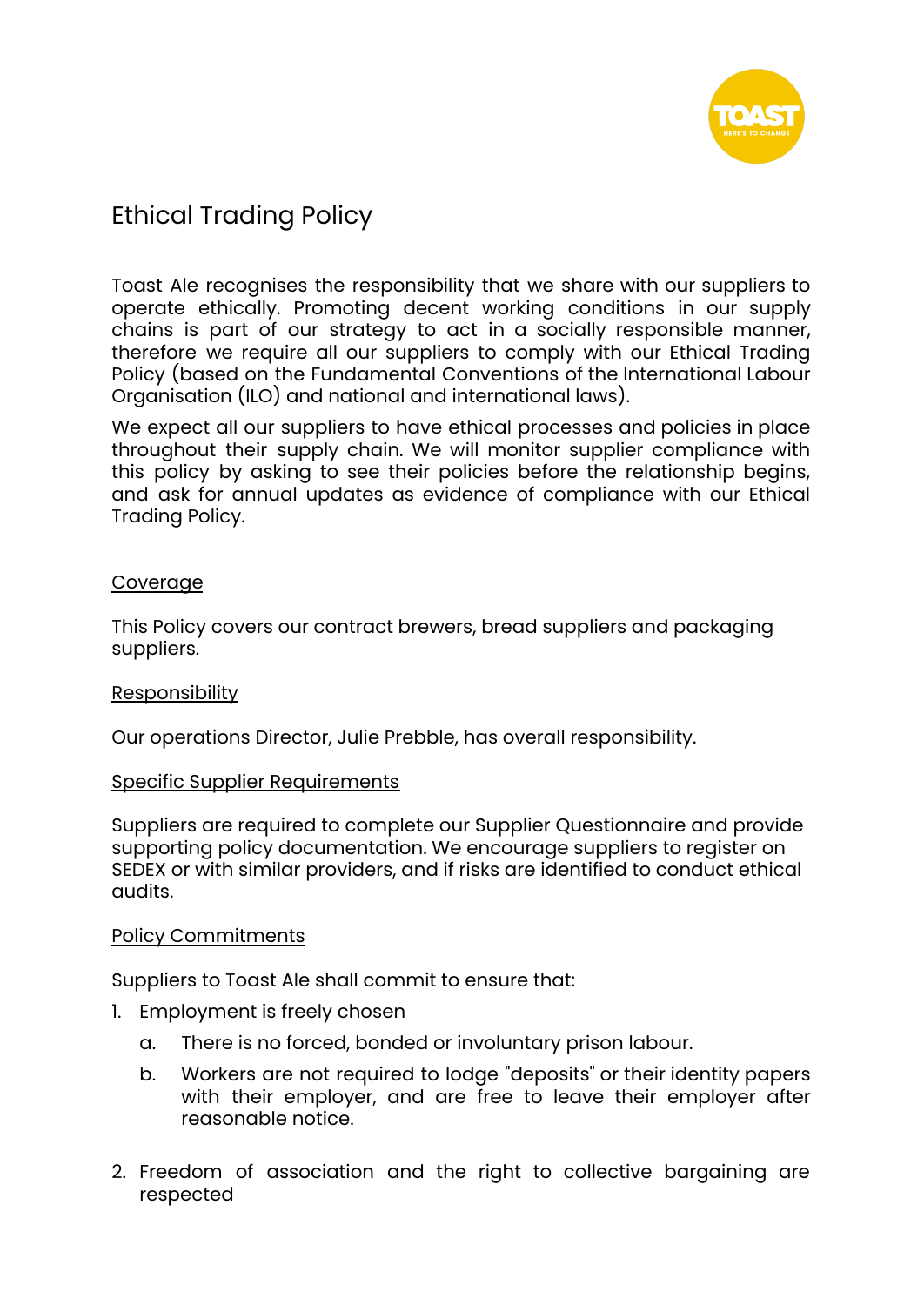# Ethical Trading Policy

Toast Ale recognises the responsibility that we share with our suppliers to operate ethically. Promoting decent working conditions in our supply chains is part of our strategy to act in a socially responsible manner, therefore we require all our suppliers to comply with our Ethical Trading Policy (based on the Fundamental Conventions of the International Labour Organisation (ILO) and national and international laws).

We expect all our suppliers to have ethical processes and policies in place throughout their supply chain. We will monitor supplier compliance with this policy by asking to see their policies before the relationship begins, and ask for annual updates as evidence of compliance with our Ethical Trading Policy.

## Coverage

This Policy covers our contract brewers, bread suppliers and packaging suppliers.

## Responsibility

Our operations Director, Julie Prebble, has overall responsibility.

## Specific Supplier Requirements

Suppliers are required to complete our Supplier Questionnaire and provide supporting policy documentation. We encourage suppliers to register on SEDEX or with similar providers, and if risks are identified to conduct ethical audits.

## Policy Commitments

Suppliers to Toast Ale shall commit to ensure that:

1. Employment is freely chosen
   a. There is no forced, bonded or involuntary prison labour.
   b. Workers are not required to lodge "deposits" or their identity papers with their employer, and are free to leave their employer after reasonable notice.

2. Freedom of association and the right to collective bargaining are respected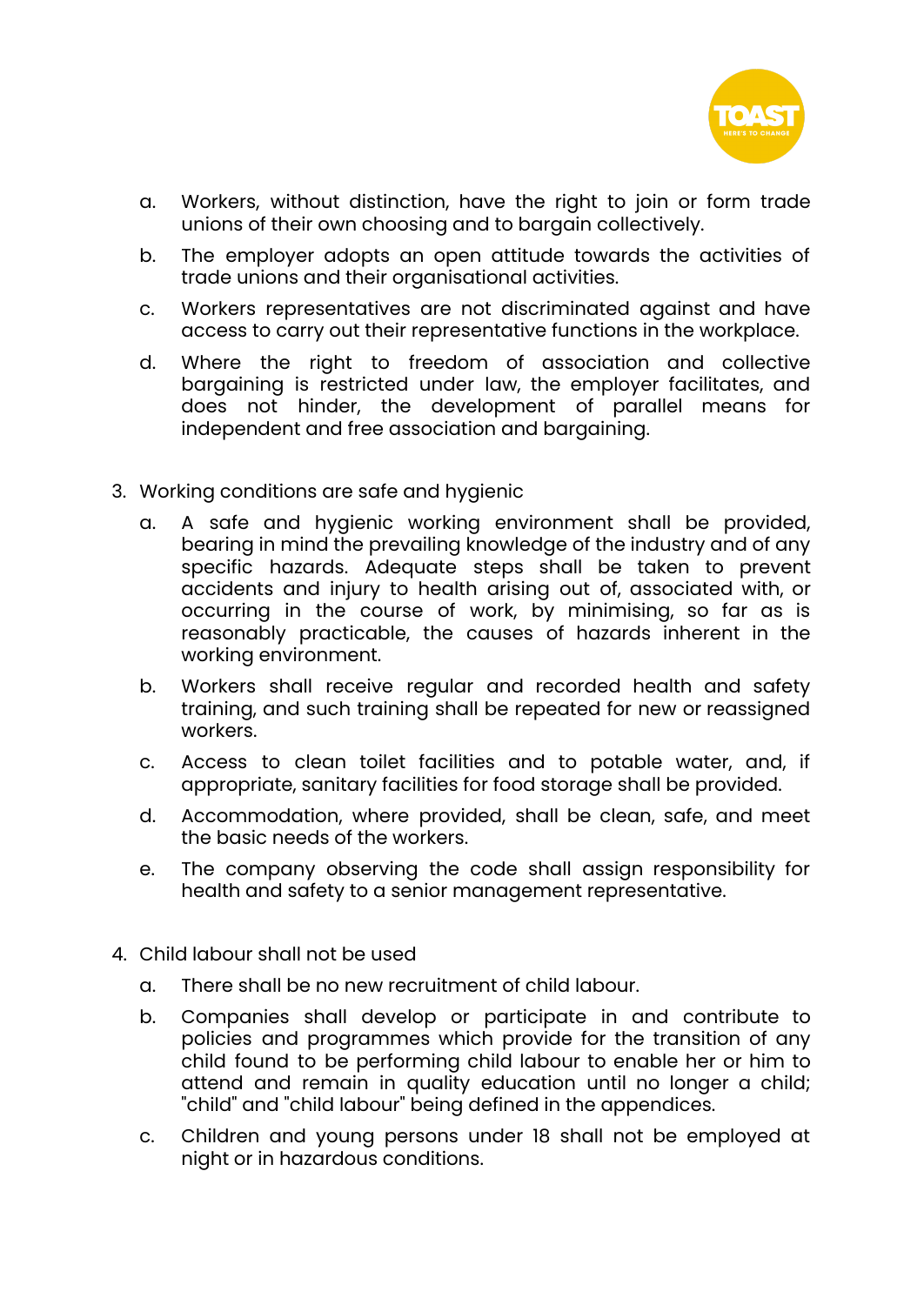a. Workers, without distinction, have the right to join or form trade unions of their own choosing and to bargain collectively.

b. The employer adopts an open attitude towards the activities of trade unions and their organisational activities.

c. Workers representatives are not discriminated against and have access to carry out their representative functions in the workplace.

d. Where the right to freedom of association and collective bargaining is restricted under law, the employer facilitates, and does not hinder, the development of parallel means for independent and free association and bargaining.

3. Working conditions are safe and hygienic

   a. A safe and hygienic working environment shall be provided, bearing in mind the prevailing knowledge of the industry and of any specific hazards. Adequate steps shall be taken to prevent accidents and injury to health arising out of, associated with, or occurring in the course of work, by minimising, so far as is reasonably practicable, the causes of hazards inherent in the working environment.

   b. Workers shall receive regular and recorded health and safety training, and such training shall be repeated for new or reassigned workers.

   c. Access to clean toilet facilities and to potable water, and, if appropriate, sanitary facilities for food storage shall be provided.

   d. Accommodation, where provided, shall be clean, safe, and meet the basic needs of the workers.

   e. The company observing the code shall assign responsibility for health and safety to a senior management representative.

4. Child labour shall not be used

   a. There shall be no new recruitment of child labour.

   b. Companies shall develop or participate in and contribute to policies and programmes which provide for the transition of any child found to be performing child labour to enable her or him to attend and remain in quality education until no longer a child; "child" and "child labour" being defined in the appendices.

   c. Children and young persons under 18 shall not be employed at night or in hazardous conditions.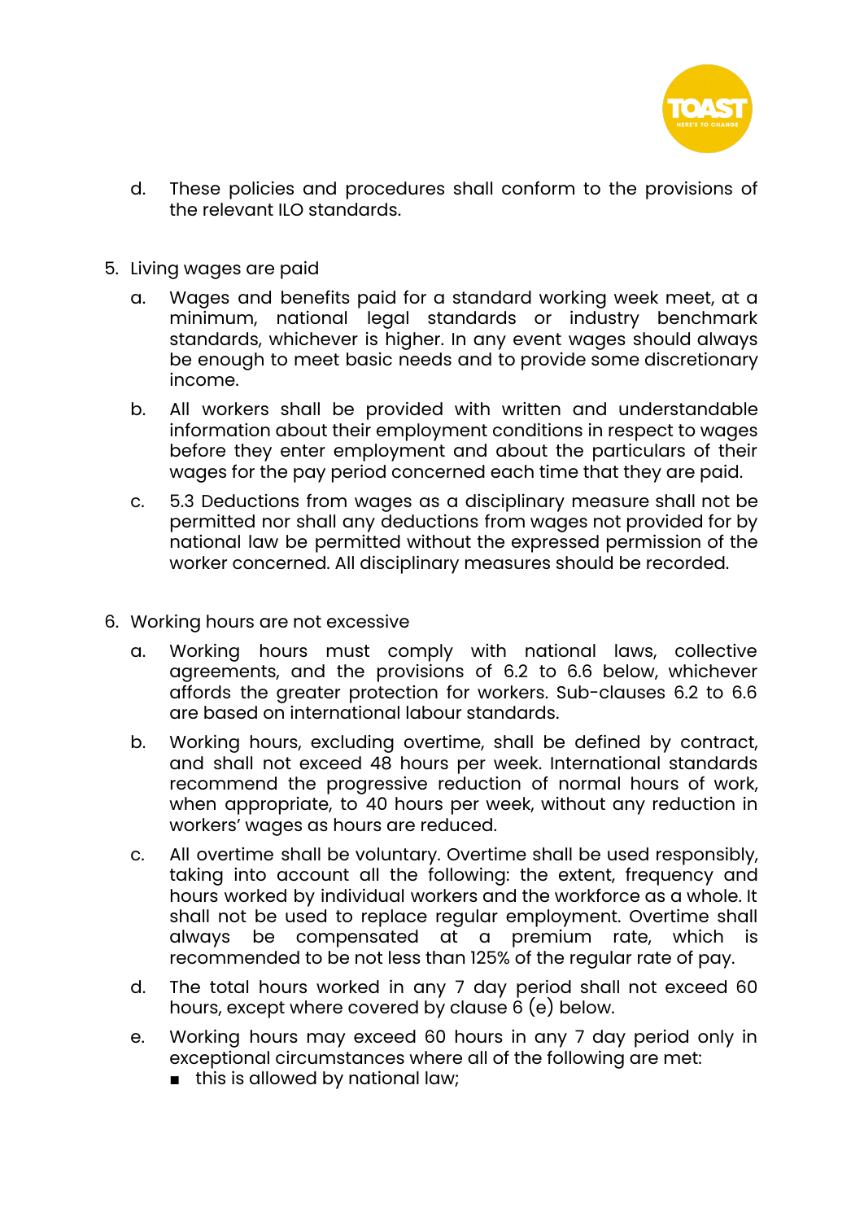d. These policies and procedures shall conform to the provisions of the relevant ILO standards.

5. Living wages are paid
   a. Wages and benefits paid for a standard working week meet, at a minimum, national legal standards or industry benchmark standards, whichever is higher. In any event wages should always be enough to meet basic needs and to provide some discretionary income.
   b. All workers shall be provided with written and understandable information about their employment conditions in respect to wages before they enter employment and about the particulars of their wages for the pay period concerned each time that they are paid.
   c. 5.3 Deductions from wages as a disciplinary measure shall not be permitted nor shall any deductions from wages not provided for by national law be permitted without the expressed permission of the worker concerned. All disciplinary measures should be recorded.

6. Working hours are not excessive
   a. Working hours must comply with national laws, collective agreements, and the provisions of 6.2 to 6.6 below, whichever affords the greater protection for workers. Sub-clauses 6.2 to 6.6 are based on international labour standards.
   b. Working hours, excluding overtime, shall be defined by contract, and shall not exceed 48 hours per week. International standards recommend the progressive reduction of normal hours of work, when appropriate, to 40 hours per week, without any reduction in workers' wages as hours are reduced.
   c. All overtime shall be voluntary. Overtime shall be used responsibly, taking into account all the following: the extent, frequency and hours worked by individual workers and the workforce as a whole. It shall not be used to replace regular employment. Overtime shall always be compensated at a premium rate, which is recommended to be not less than 125% of the regular rate of pay.
   d. The total hours worked in any 7 day period shall not exceed 60 hours, except where covered by clause 6 (e) below.
   e. Working hours may exceed 60 hours in any 7 day period only in exceptional circumstances where all of the following are met:
      - this is allowed by national law;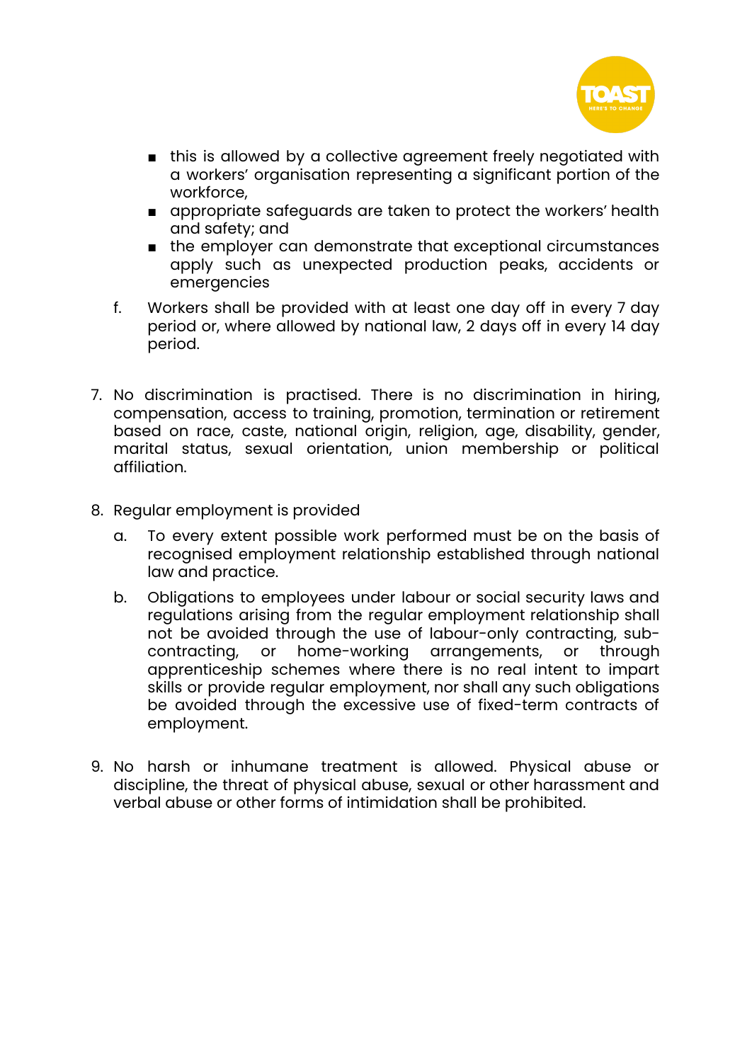- this is allowed by a collective agreement freely negotiated with a workers' organisation representing a significant portion of the workforce,
- appropriate safeguards are taken to protect the workers' health and safety; and
- the employer can demonstrate that exceptional circumstances apply such as unexpected production peaks, accidents or emergencies

f. Workers shall be provided with at least one day off in every 7 day period or, where allowed by national law, 2 days off in every 14 day period.

7. No discrimination is practised. There is no discrimination in hiring, compensation, access to training, promotion, termination or retirement based on race, caste, national origin, religion, age, disability, gender, marital status, sexual orientation, union membership or political affiliation.

8. Regular employment is provided

   a. To every extent possible work performed must be on the basis of recognised employment relationship established through national law and practice.

   b. Obligations to employees under labour or social security laws and regulations arising from the regular employment relationship shall not be avoided through the use of labour-only contracting, sub-contracting, or home-working arrangements, or through apprenticeship schemes where there is no real intent to impart skills or provide regular employment, nor shall any such obligations be avoided through the excessive use of fixed-term contracts of employment.

9. No harsh or inhumane treatment is allowed. Physical abuse or discipline, the threat of physical abuse, sexual or other harassment and verbal abuse or other forms of intimidation shall be prohibited.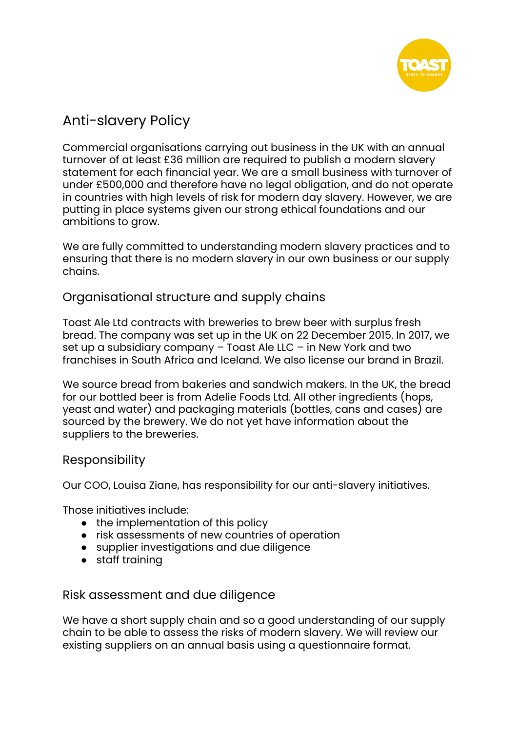# Anti-slavery Policy

Commercial organisations carrying out business in the UK with an annual turnover of at least £36 million are required to publish a modern slavery statement for each financial year. We are a small business with turnover of under £500,000 and therefore have no legal obligation, and do not operate in countries with high levels of risk for modern day slavery. However, we are putting in place systems given our strong ethical foundations and our ambitions to grow.

We are fully committed to understanding modern slavery practices and to ensuring that there is no modern slavery in our own business or our supply chains.

## Organisational structure and supply chains

Toast Ale Ltd contracts with breweries to brew beer with surplus fresh bread. The company was set up in the UK on 22 December 2015. In 2017, we set up a subsidiary company – Toast Ale LLC – in New York and two franchises in South Africa and Iceland. We also license our brand in Brazil.

We source bread from bakeries and sandwich makers. In the UK, the bread for our bottled beer is from Adelie Foods Ltd. All other ingredients (hops, yeast and water) and packaging materials (bottles, cans and cases) are sourced by the brewery. We do not yet have information about the suppliers to the breweries.

## Responsibility

Our COO, Louisa Ziane, has responsibility for our anti-slavery initiatives.

Those initiatives include:

- the implementation of this policy
- risk assessments of new countries of operation
- supplier investigations and due diligence
- staff training

## Risk assessment and due diligence

We have a short supply chain and so a good understanding of our supply chain to be able to assess the risks of modern slavery. We will review our existing suppliers on an annual basis using a questionnaire format.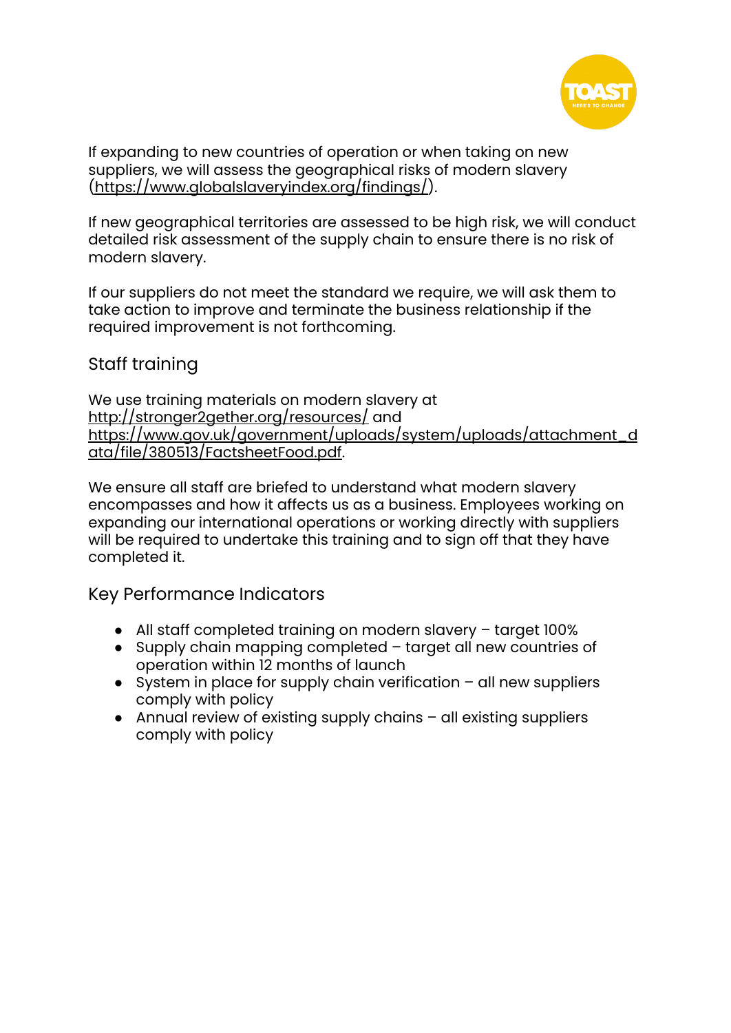If expanding to new countries of operation or when taking on new suppliers, we will assess the geographical risks of modern slavery (https://www.globalslaveryindex.org/findings/).

If new geographical territories are assessed to be high risk, we will conduct detailed risk assessment of the supply chain to ensure there is no risk of modern slavery.

If our suppliers do not meet the standard we require, we will ask them to take action to improve and terminate the business relationship if the required improvement is not forthcoming.

## Staff training

We use training materials on modern slavery at http://stronger2gether.org/resources/ and https://www.gov.uk/government/uploads/system/uploads/attachment_data/file/380513/FactsheetFood.pdf.

We ensure all staff are briefed to understand what modern slavery encompasses and how it affects us as a business. Employees working on expanding our international operations or working directly with suppliers will be required to undertake this training and to sign off that they have completed it.

## Key Performance Indicators

- All staff completed training on modern slavery – target 100%
- Supply chain mapping completed – target all new countries of operation within 12 months of launch
- System in place for supply chain verification – all new suppliers comply with policy
- Annual review of existing supply chains – all existing suppliers comply with policy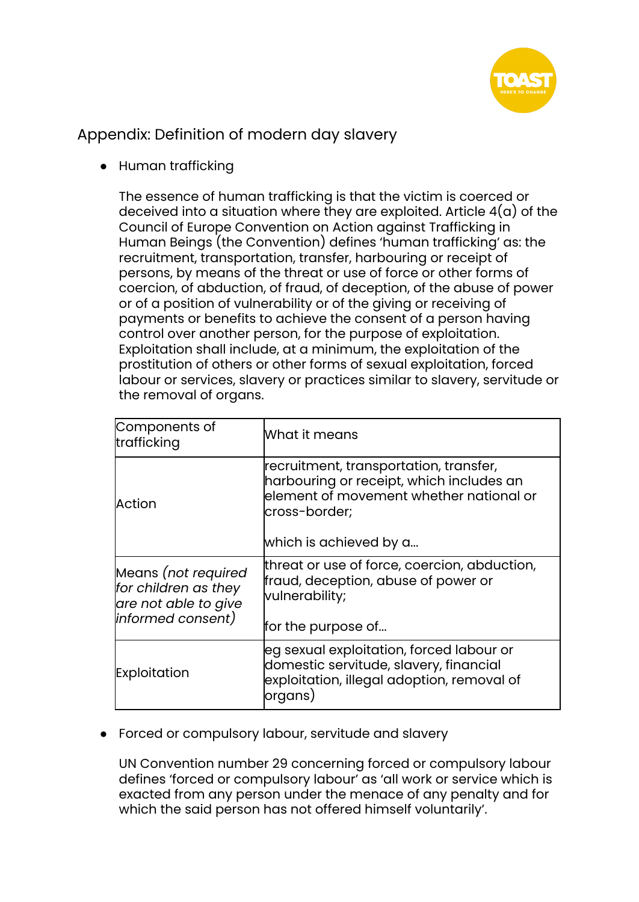## Appendix: Definition of modern day slavery

- Human trafficking

  The essence of human trafficking is that the victim is coerced or deceived into a situation where they are exploited. Article 4(a) of the Council of Europe Convention on Action against Trafficking in Human Beings (the Convention) defines 'human trafficking' as: the recruitment, transportation, transfer, harbouring or receipt of persons, by means of the threat or use of force or other forms of coercion, of abduction, of fraud, of deception, of the abuse of power or of a position of vulnerability or of the giving or receiving of payments or benefits to achieve the consent of a person having control over another person, for the purpose of exploitation. Exploitation shall include, at a minimum, the exploitation of the prostitution of others or other forms of sexual exploitation, forced labour or services, slavery or practices similar to slavery, servitude or the removal of organs.

| Components of trafficking | What it means |
|---|---|
| Action | recruitment, transportation, transfer, harbouring or receipt, which includes an element of movement whether national or cross-border;<br><br>which is achieved by a... |
| Means *(not required for children as they are not able to give informed consent)* | threat or use of force, coercion, abduction, fraud, deception, abuse of power or vulnerability;<br><br>for the purpose of... |
| Exploitation | eg sexual exploitation, forced labour or domestic servitude, slavery, financial exploitation, illegal adoption, removal of organs) |

- Forced or compulsory labour, servitude and slavery

  UN Convention number 29 concerning forced or compulsory labour defines 'forced or compulsory labour' as 'all work or service which is exacted from any person under the menace of any penalty and for which the said person has not offered himself voluntarily'.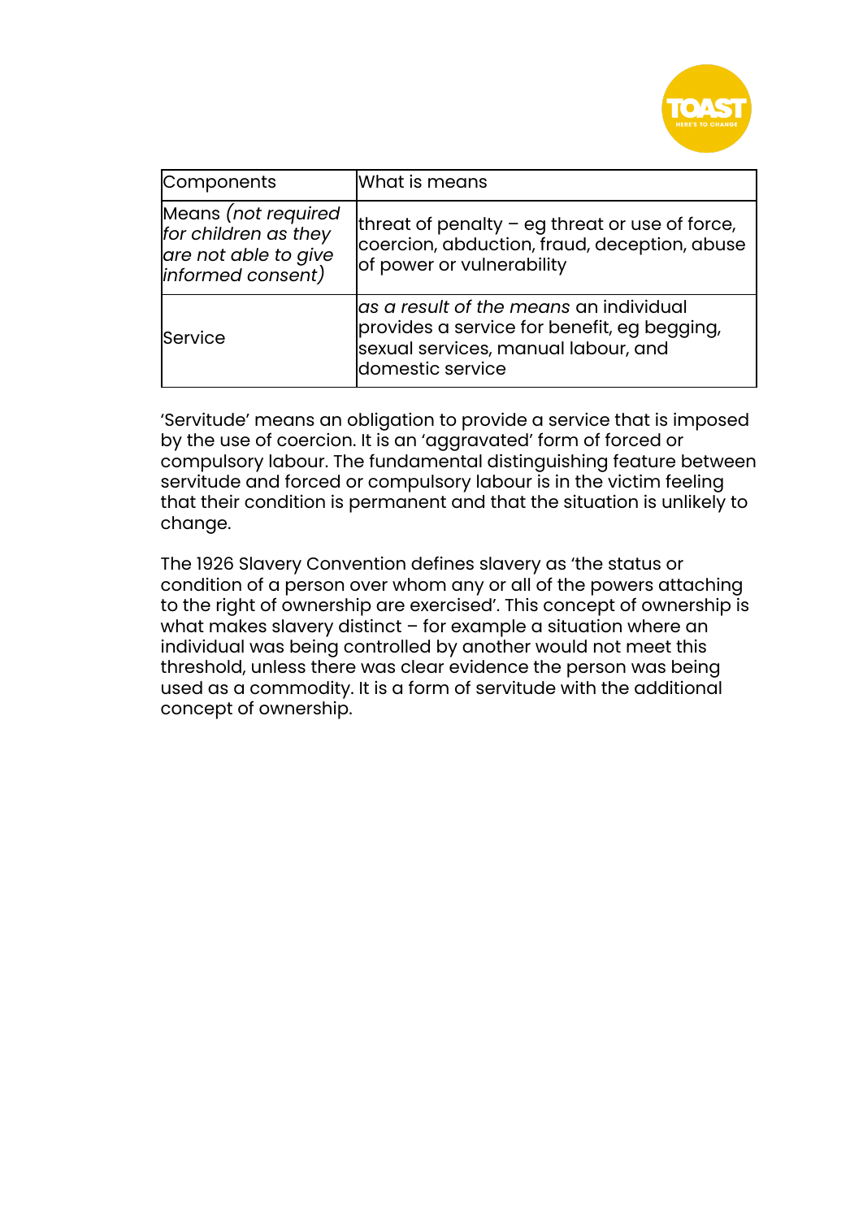| Components | What is means |
|---|---|
| Means *(not required for children as they are not able to give informed consent)* | threat of penalty – eg threat or use of force, coercion, abduction, fraud, deception, abuse of power or vulnerability |
| Service | *as a result of the means* an individual provides a service for benefit, eg begging, sexual services, manual labour, and domestic service |

'Servitude' means an obligation to provide a service that is imposed by the use of coercion. It is an 'aggravated' form of forced or compulsory labour. The fundamental distinguishing feature between servitude and forced or compulsory labour is in the victim feeling that their condition is permanent and that the situation is unlikely to change.

The 1926 Slavery Convention defines slavery as 'the status or condition of a person over whom any or all of the powers attaching to the right of ownership are exercised'. This concept of ownership is what makes slavery distinct – for example a situation where an individual was being controlled by another would not meet this threshold, unless there was clear evidence the person was being used as a commodity. It is a form of servitude with the additional concept of ownership.